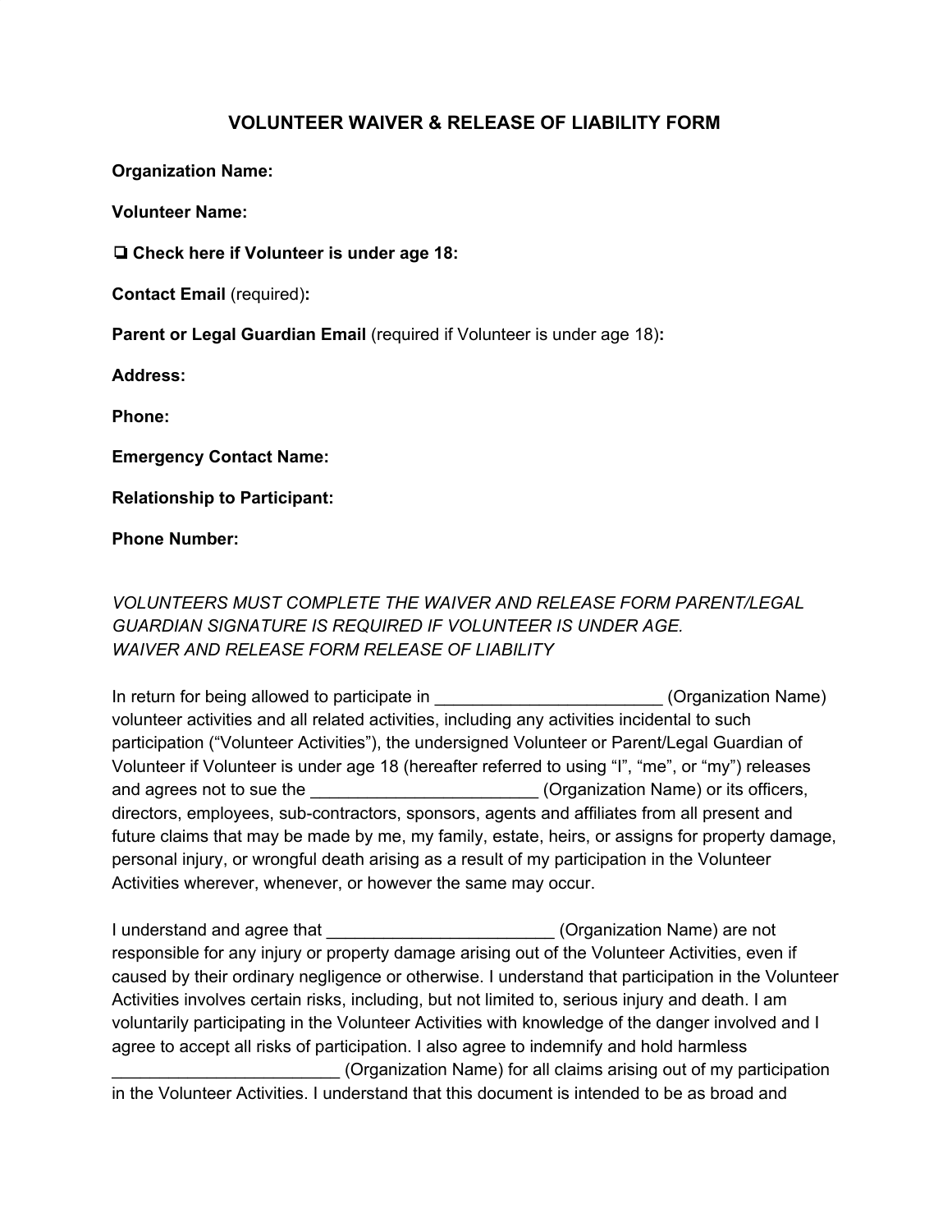# VOLUNTEER WAIVER & RELEASE OF LIABILITY FORM

**Organization Name:**

**Volunteer Name:**

❏ **Check here if Volunteer is under age 18:**

**Contact Email** (required)**:**

**Parent or Legal Guardian Email** (required if Volunteer is under age 18)**:**

**Address:**

**Phone:**

**Emergency Contact Name:**

**Relationship to Participant:**

**Phone Number:**

*VOLUNTEERS MUST COMPLETE THE WAIVER AND RELEASE FORM PARENT/LEGAL GUARDIAN SIGNATURE IS REQUIRED IF VOLUNTEER IS UNDER AGE.*
*WAIVER AND RELEASE FORM RELEASE OF LIABILITY*

In return for being allowed to participate in ________________________ (Organization Name) volunteer activities and all related activities, including any activities incidental to such participation ("Volunteer Activities"), the undersigned Volunteer or Parent/Legal Guardian of Volunteer if Volunteer is under age 18 (hereafter referred to using "I", "me", or "my") releases and agrees not to sue the ________________________ (Organization Name) or its officers, directors, employees, sub-contractors, sponsors, agents and affiliates from all present and future claims that may be made by me, my family, estate, heirs, or assigns for property damage, personal injury, or wrongful death arising as a result of my participation in the Volunteer Activities wherever, whenever, or however the same may occur.

I understand and agree that ________________________ (Organization Name) are not responsible for any injury or property damage arising out of the Volunteer Activities, even if caused by their ordinary negligence or otherwise. I understand that participation in the Volunteer Activities involves certain risks, including, but not limited to, serious injury and death. I am voluntarily participating in the Volunteer Activities with knowledge of the danger involved and I agree to accept all risks of participation. I also agree to indemnify and hold harmless ________________________ (Organization Name) for all claims arising out of my participation in the Volunteer Activities. I understand that this document is intended to be as broad and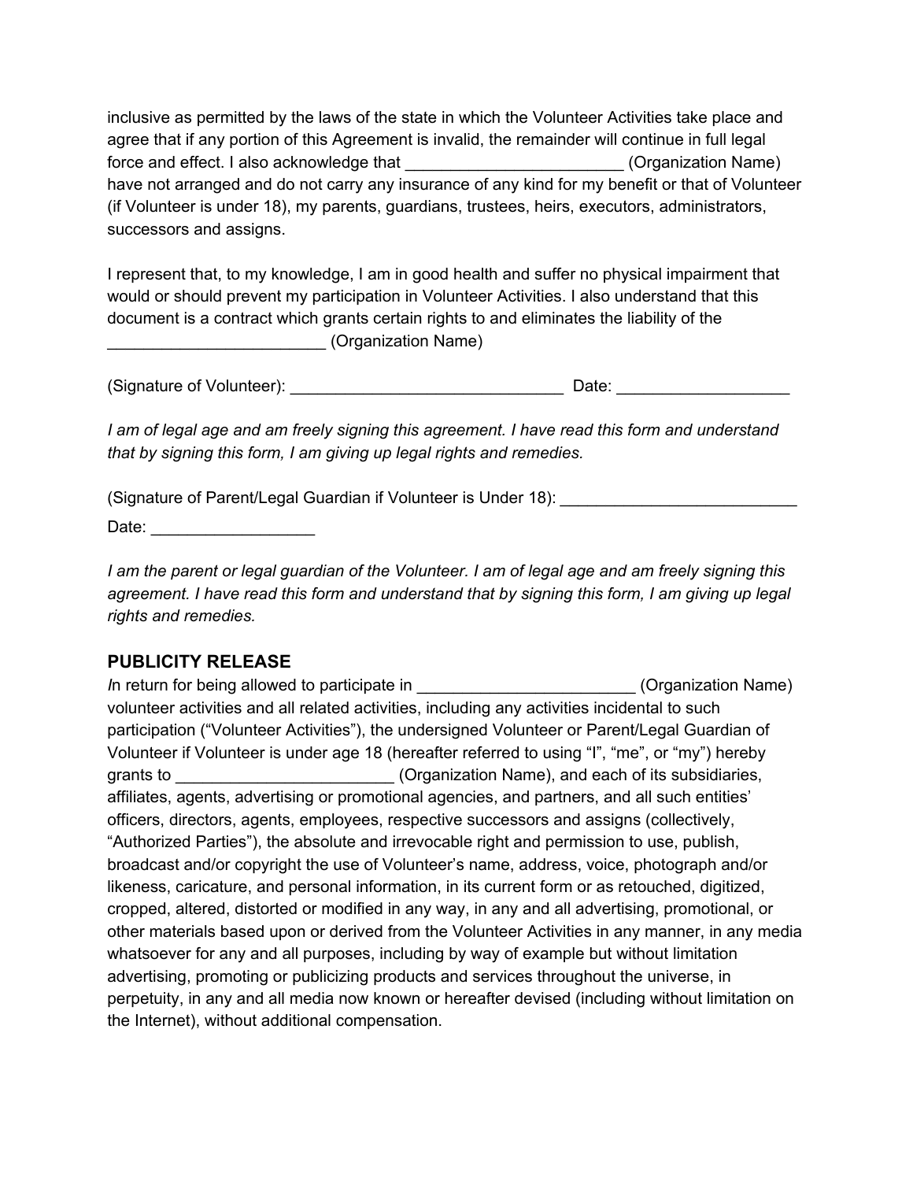inclusive as permitted by the laws of the state in which the Volunteer Activities take place and agree that if any portion of this Agreement is invalid, the remainder will continue in full legal force and effect. I also acknowledge that ________________________ (Organization Name) have not arranged and do not carry any insurance of any kind for my benefit or that of Volunteer (if Volunteer is under 18), my parents, guardians, trustees, heirs, executors, administrators, successors and assigns.

I represent that, to my knowledge, I am in good health and suffer no physical impairment that would or should prevent my participation in Volunteer Activities. I also understand that this document is a contract which grants certain rights to and eliminates the liability of the ________________________ (Organization Name)

(Signature of Volunteer): ______________________________ Date: ___________________

*I am of legal age and am freely signing this agreement. I have read this form and understand that by signing this form, I am giving up legal rights and remedies.*

(Signature of Parent/Legal Guardian if Volunteer is Under 18): __________________________

Date: __________________

*I am the parent or legal guardian of the Volunteer. I am of legal age and am freely signing this agreement. I have read this form and understand that by signing this form, I am giving up legal rights and remedies.*

## PUBLICITY RELEASE

*I*n return for being allowed to participate in ________________________ (Organization Name) volunteer activities and all related activities, including any activities incidental to such participation ("Volunteer Activities"), the undersigned Volunteer or Parent/Legal Guardian of Volunteer if Volunteer is under age 18 (hereafter referred to using "I", "me", or "my") hereby grants to ________________________ (Organization Name), and each of its subsidiaries, affiliates, agents, advertising or promotional agencies, and partners, and all such entities' officers, directors, agents, employees, respective successors and assigns (collectively, "Authorized Parties"), the absolute and irrevocable right and permission to use, publish, broadcast and/or copyright the use of Volunteer's name, address, voice, photograph and/or likeness, caricature, and personal information, in its current form or as retouched, digitized, cropped, altered, distorted or modified in any way, in any and all advertising, promotional, or other materials based upon or derived from the Volunteer Activities in any manner, in any media whatsoever for any and all purposes, including by way of example but without limitation advertising, promoting or publicizing products and services throughout the universe, in perpetuity, in any and all media now known or hereafter devised (including without limitation on the Internet), without additional compensation.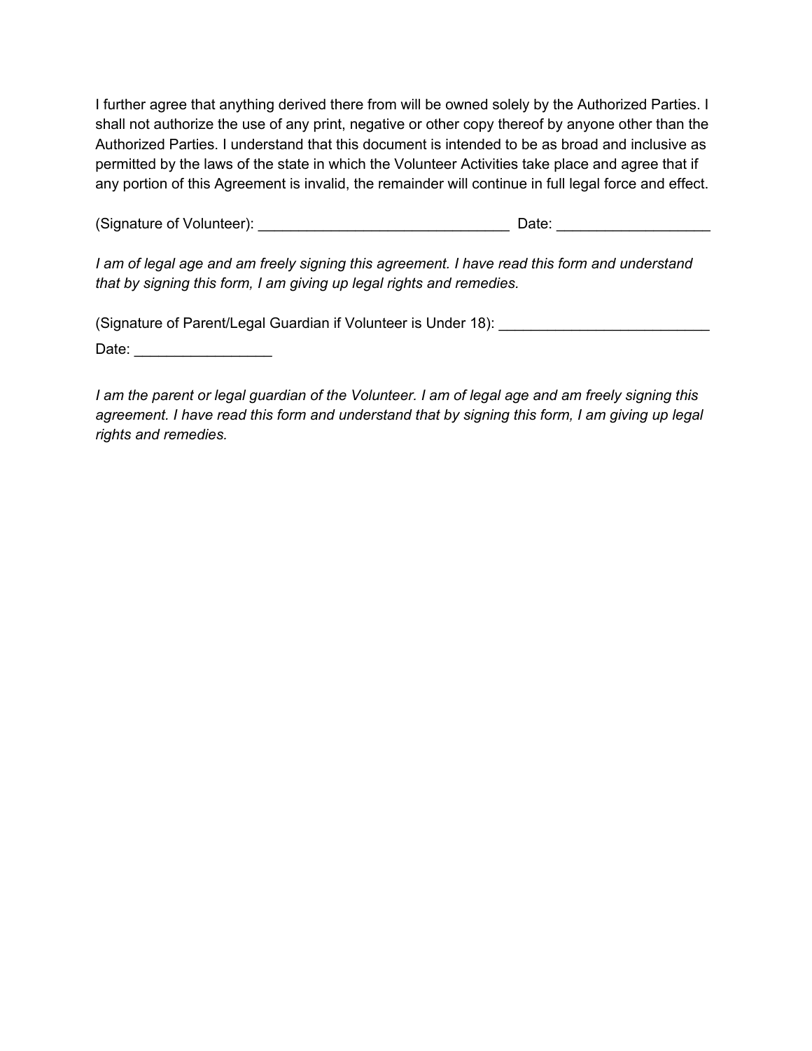I further agree that anything derived there from will be owned solely by the Authorized Parties. I shall not authorize the use of any print, negative or other copy thereof by anyone other than the Authorized Parties. I understand that this document is intended to be as broad and inclusive as permitted by the laws of the state in which the Volunteer Activities take place and agree that if any portion of this Agreement is invalid, the remainder will continue in full legal force and effect.

(Signature of Volunteer): ________________________________ Date: ___________________

*I am of legal age and am freely signing this agreement. I have read this form and understand that by signing this form, I am giving up legal rights and remedies.*

(Signature of Parent/Legal Guardian if Volunteer is Under 18): __________________________

Date: _________________

*I am the parent or legal guardian of the Volunteer. I am of legal age and am freely signing this agreement. I have read this form and understand that by signing this form, I am giving up legal rights and remedies.*